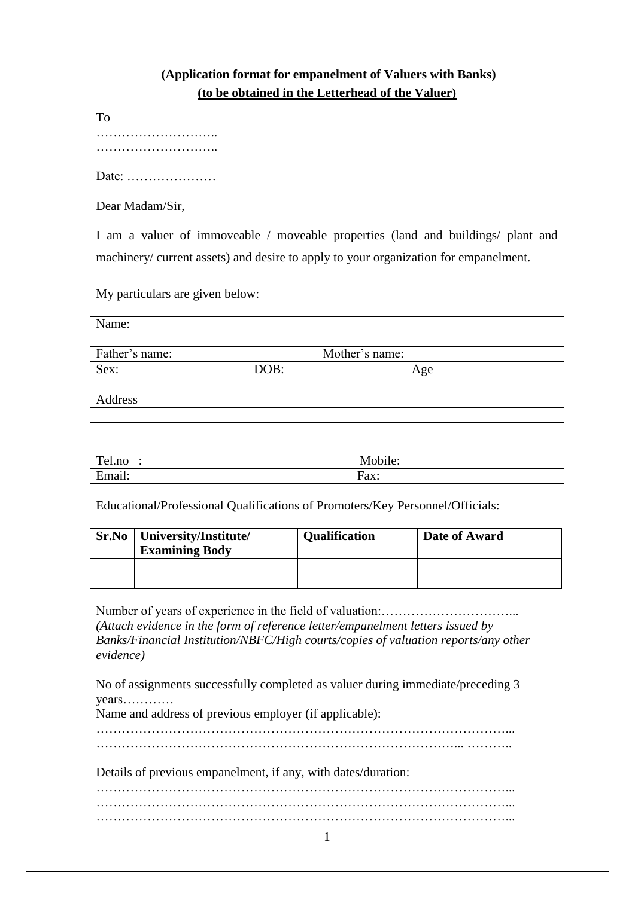**(Application format for empanelment of Valuers with Banks)**
**(to be obtained in the Letterhead of the Valuer)**

To
………………………..
………………………..

Date: …………………

Dear Madam/Sir,

I am a valuer of immoveable / moveable properties (land and buildings/ plant and machinery/ current assets) and desire to apply to your organization for empanelment.

My particulars are given below:

| Name: | | |
|---|---|---|
| Father's name: | Mother's name: | |
| Sex: | DOB: | Age |
| | | |
| Address | | |
| | | |
| | | |
| | | |
| Tel.no : | Mobile: | |
| Email: | Fax: | |

Educational/Professional Qualifications of Promoters/Key Personnel/Officials:

| Sr.No | University/Institute/ Examining Body | Qualification | Date of Award |
|---|---|---|---|
| | | | |
| | | | |

Number of years of experience in the field of valuation:…………………………...
*(Attach evidence in the form of reference letter/empanelment letters issued by Banks/Financial Institution/NBFC/High courts/copies of valuation reports/any other evidence)*

No of assignments successfully completed as valuer during immediate/preceding 3 years…………
Name and address of previous employer (if applicable):
…………………………………………………………………………………...
………………………………………………………………………... ………..

Details of previous empanelment, if any, with dates/duration:
…………………………………………………………………………………...
…………………………………………………………………………………...
…………………………………………………………………………………...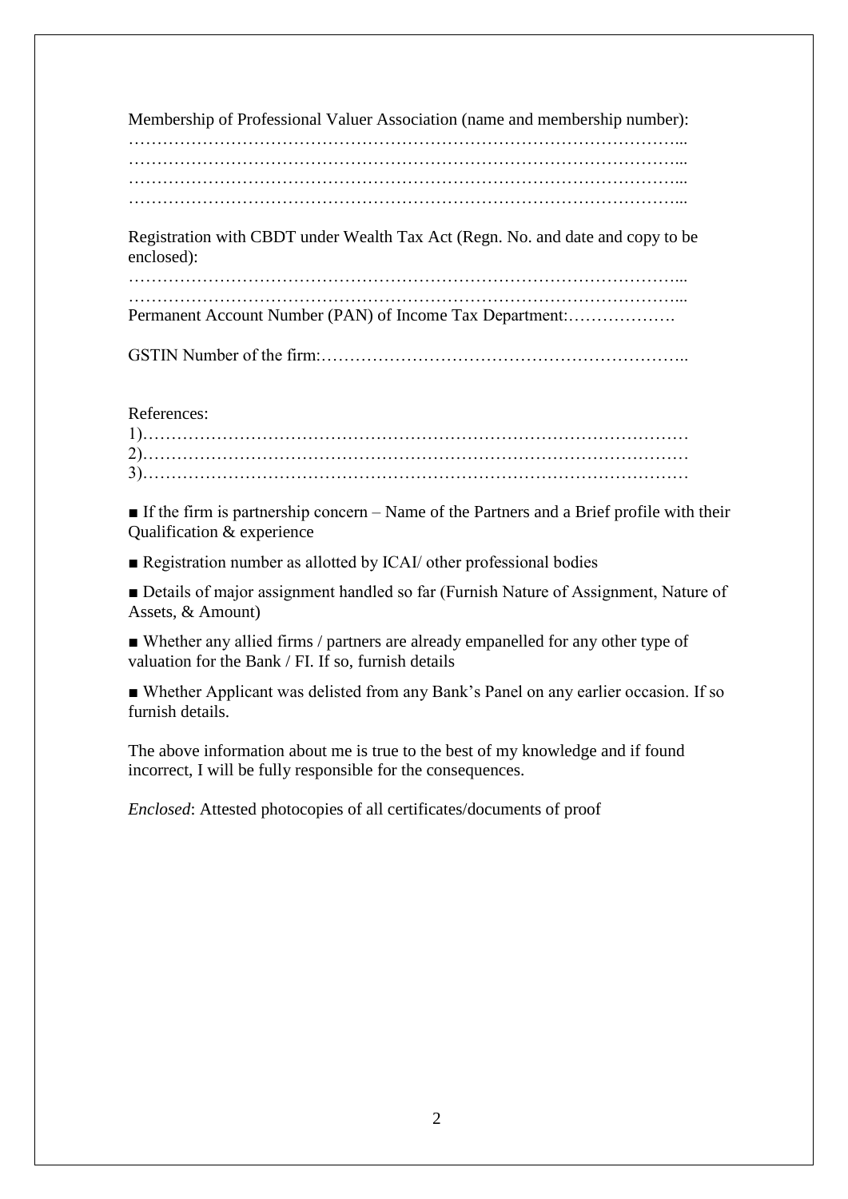Membership of Professional Valuer Association (name and membership number):
………………………………………………………………………………………...
………………………………………………………………………………………...
………………………………………………………………………………………...
………………………………………………………………………………………...

Registration with CBDT under Wealth Tax Act (Regn. No. and date and copy to be enclosed):
………………………………………………………………………………………...
………………………………………………………………………………………...
Permanent Account Number (PAN) of Income Tax Department:……………….

GSTIN Number of the firm:………………………………………………………..

References:
1)……………………………………………………………………………………
2)……………………………………………………………………………………
3)……………………………………………………………………………………

■ If the firm is partnership concern – Name of the Partners and a Brief profile with their Qualification & experience

■ Registration number as allotted by ICAI/ other professional bodies

■ Details of major assignment handled so far (Furnish Nature of Assignment, Nature of Assets, & Amount)

■ Whether any allied firms / partners are already empanelled for any other type of valuation for the Bank / FI. If so, furnish details

■ Whether Applicant was delisted from any Bank's Panel on any earlier occasion. If so furnish details.

The above information about me is true to the best of my knowledge and if found incorrect, I will be fully responsible for the consequences.

*Enclosed*: Attested photocopies of all certificates/documents of proof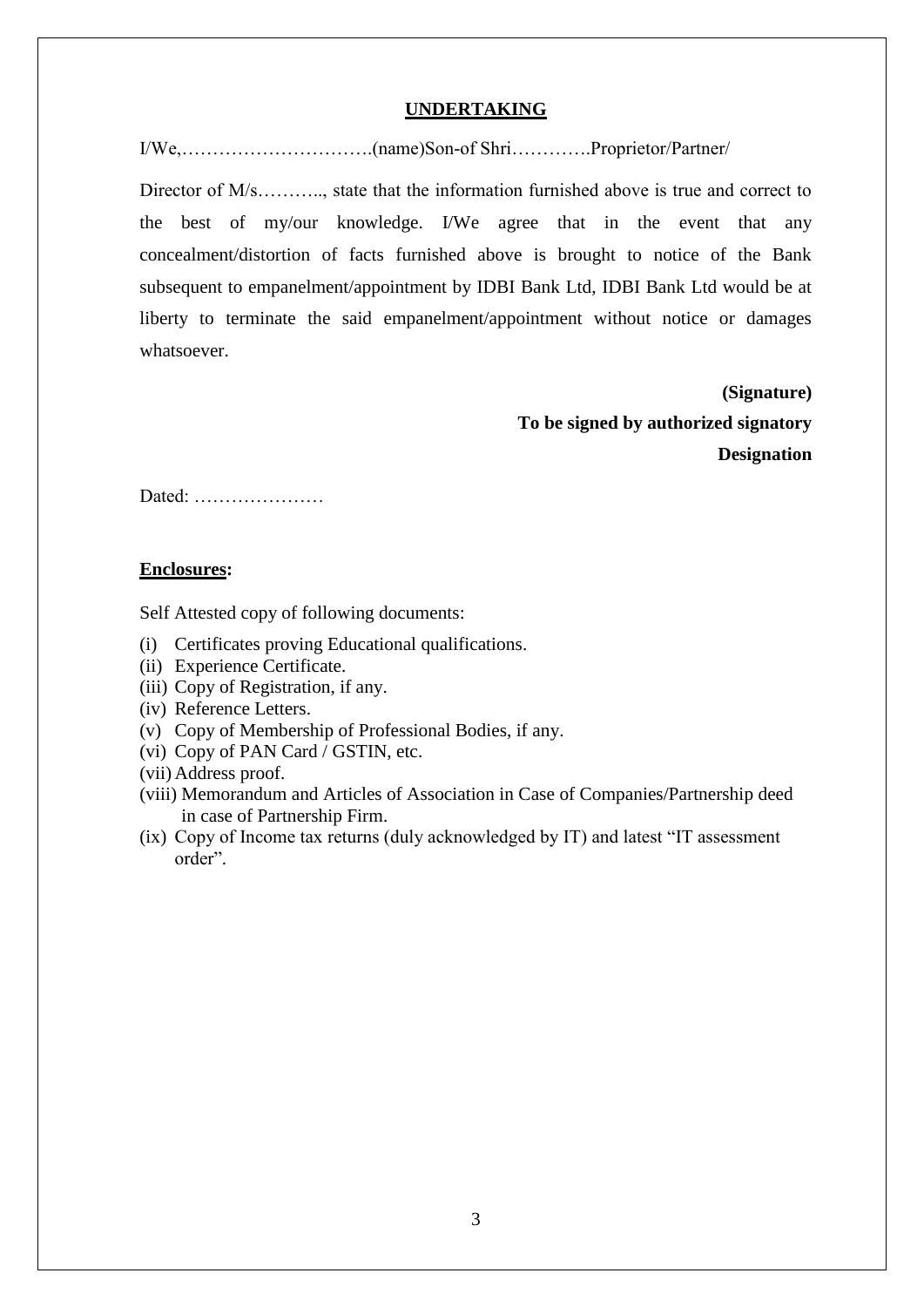## UNDERTAKING

I/We,………………………….(name)Son-of Shri………….Proprietor/Partner/

Director of M/s……….., state that the information furnished above is true and correct to the best of my/our knowledge. I/We agree that in the event that any concealment/distortion of facts furnished above is brought to notice of the Bank subsequent to empanelment/appointment by IDBI Bank Ltd, IDBI Bank Ltd would be at liberty to terminate the said empanelment/appointment without notice or damages whatsoever.

**(Signature)**

**To be signed by authorized signatory**

**Designation**

Dated: …………………

**Enclosures:**

Self Attested copy of following documents:

(i) Certificates proving Educational qualifications.
(ii) Experience Certificate.
(iii) Copy of Registration, if any.
(iv) Reference Letters.
(v) Copy of Membership of Professional Bodies, if any.
(vi) Copy of PAN Card / GSTIN, etc.
(vii) Address proof.
(viii) Memorandum and Articles of Association in Case of Companies/Partnership deed in case of Partnership Firm.
(ix) Copy of Income tax returns (duly acknowledged by IT) and latest "IT assessment order".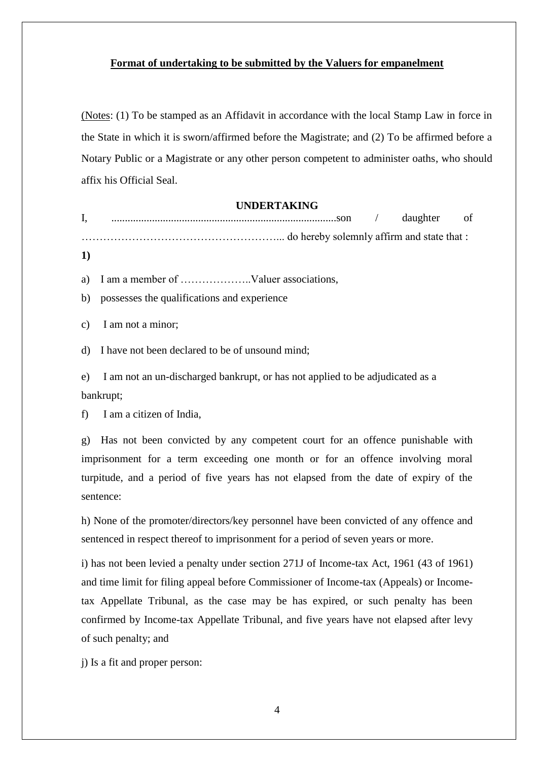**<u>Format of undertaking to be submitted by the Valuers for empanelment</u>**

(<u>Notes</u>: (1) To be stamped as an Affidavit in accordance with the local Stamp Law in force in the State in which it is sworn/affirmed before the Magistrate; and (2) To be affirmed before a Notary Public or a Magistrate or any other person competent to administer oaths, who should affix his Official Seal.

**UNDERTAKING**

I, ..................................................................................son / daughter of ……………………………………………….. do hereby solemnly affirm and state that :

**1)**

a) I am a member of ………………..Valuer associations,

b) possesses the qualifications and experience

c) I am not a minor;

d) I have not been declared to be of unsound mind;

e) I am not an un-discharged bankrupt, or has not applied to be adjudicated as a bankrupt;

f) I am a citizen of India,

g) Has not been convicted by any competent court for an offence punishable with imprisonment for a term exceeding one month or for an offence involving moral turpitude, and a period of five years has not elapsed from the date of expiry of the sentence:

h) None of the promoter/directors/key personnel have been convicted of any offence and sentenced in respect thereof to imprisonment for a period of seven years or more.

i) has not been levied a penalty under section 271J of Income-tax Act, 1961 (43 of 1961) and time limit for filing appeal before Commissioner of Income-tax (Appeals) or Income-tax Appellate Tribunal, as the case may be has expired, or such penalty has been confirmed by Income-tax Appellate Tribunal, and five years have not elapsed after levy of such penalty; and

j) Is a fit and proper person: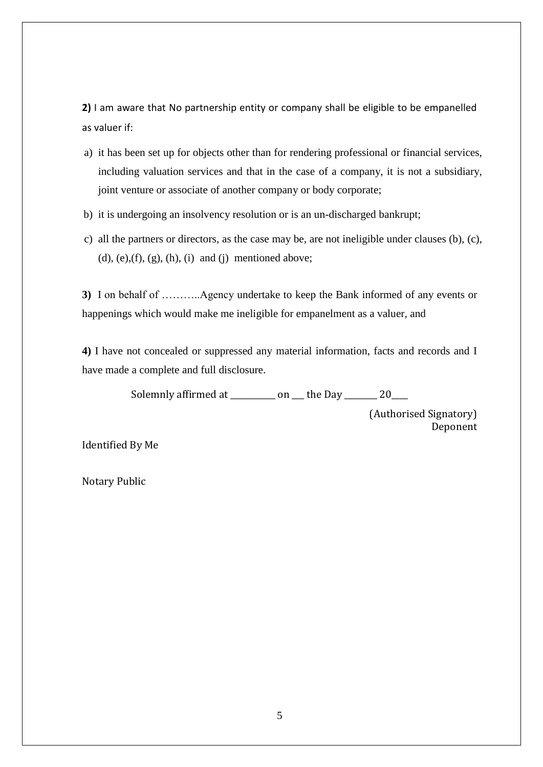**2)** I am aware that No partnership entity or company shall be eligible to be empanelled as valuer if:

a) it has been set up for objects other than for rendering professional or financial services, including valuation services and that in the case of a company, it is not a subsidiary, joint venture or associate of another company or body corporate;

b) it is undergoing an insolvency resolution or is an un-discharged bankrupt;

c) all the partners or directors, as the case may be, are not ineligible under clauses (b), (c), (d), (e),(f), (g), (h), (i) and (j) mentioned above;

**3)** I on behalf of ………..Agency undertake to keep the Bank informed of any events or happenings which would make me ineligible for empanelment as a valuer, and

**4)** I have not concealed or suppressed any material information, facts and records and I have made a complete and full disclosure.

Solemnly affirmed at _________ on ___ the Day _______ 20___

(Authorised Signatory)
Deponent

Identified By Me

Notary Public